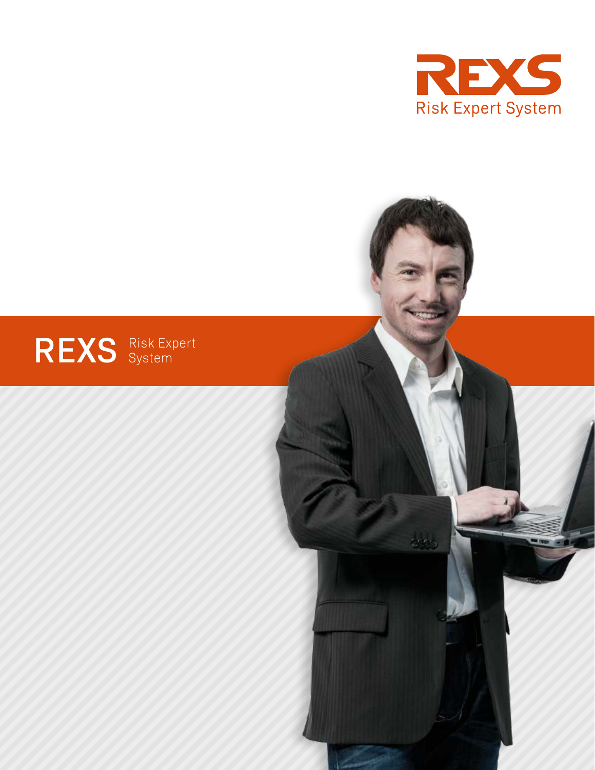# REXS

Risk Expert System

## REXS Risk Expert System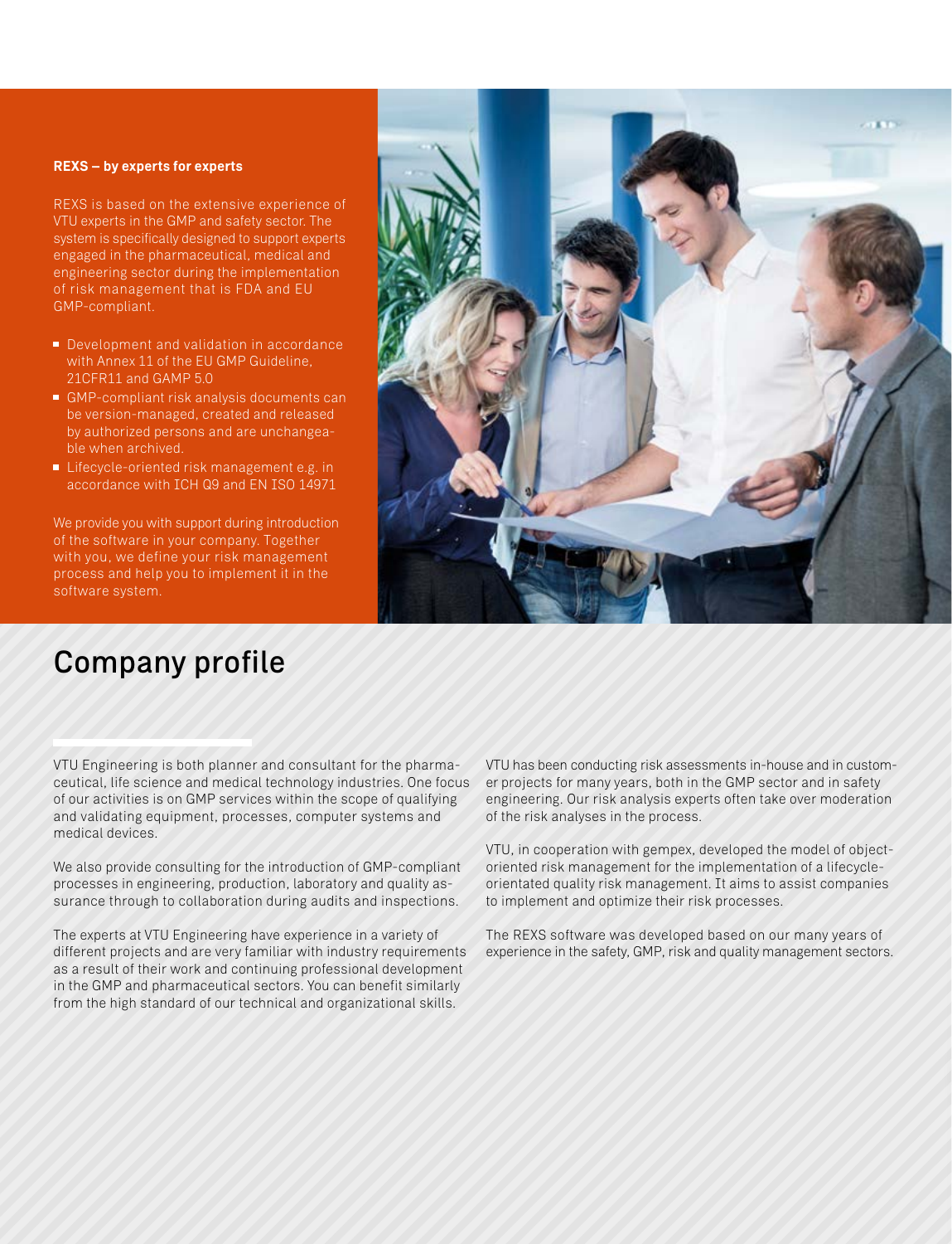**REXS – by experts for experts**

REXS is based on the extensive experience of VTU experts in the GMP and safety sector. The system is specifically designed to support experts engaged in the pharmaceutical, medical and engineering sector during the implementation of risk management that is FDA and EU GMP-compliant.

- Development and validation in accordance with Annex 11 of the EU GMP Guideline, 21CFR11 and GAMP 5.0
- GMP-compliant risk analysis documents can be version-managed, created and released by authorized persons and are unchangeable when archived.
- Lifecycle-oriented risk management e.g. in accordance with ICH Q9 and EN ISO 14971

We provide you with support during introduction of the software in your company. Together with you, we define your risk management process and help you to implement it in the software system.

# Company profile

VTU Engineering is both planner and consultant for the pharmaceutical, life science and medical technology industries. One focus of our activities is on GMP services within the scope of qualifying and validating equipment, processes, computer systems and medical devices.

We also provide consulting for the introduction of GMP-compliant processes in engineering, production, laboratory and quality assurance through to collaboration during audits and inspections.

The experts at VTU Engineering have experience in a variety of different projects and are very familiar with industry requirements as a result of their work and continuing professional development in the GMP and pharmaceutical sectors. You can benefit similarly from the high standard of our technical and organizational skills.

VTU has been conducting risk assessments in-house and in customer projects for many years, both in the GMP sector and in safety engineering. Our risk analysis experts often take over moderation of the risk analyses in the process.

VTU, in cooperation with gempex, developed the model of object-oriented risk management for the implementation of a lifecycle-orientated quality risk management. It aims to assist companies to implement and optimize their risk processes.

The REXS software was developed based on our many years of experience in the safety, GMP, risk and quality management sectors.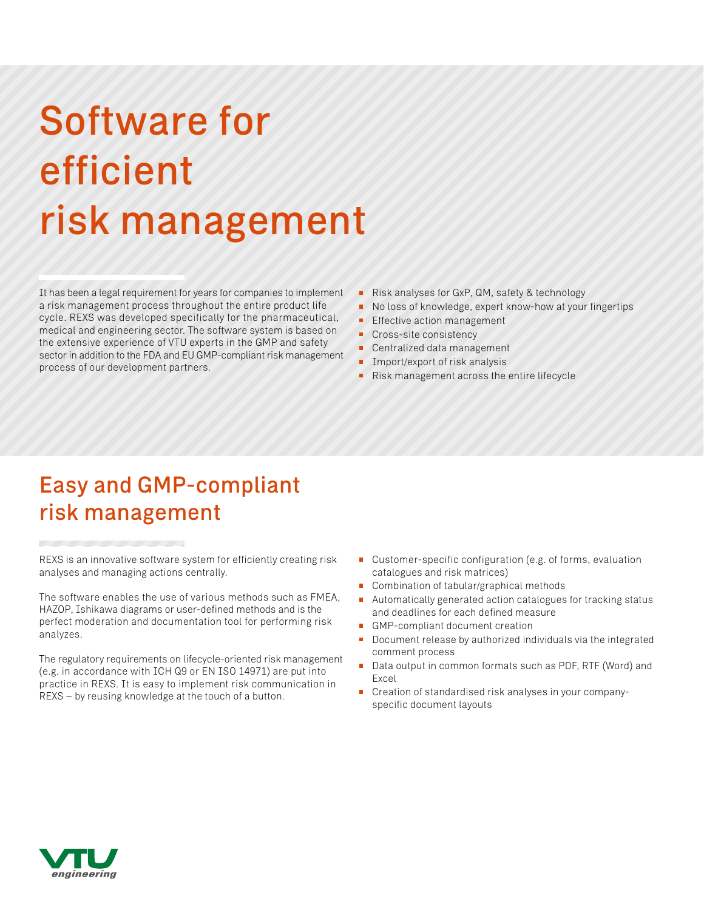# Software for efficient risk management

It has been a legal requirement for years for companies to implement a risk management process throughout the entire product life cycle. REXS was developed specifically for the pharmaceutical, medical and engineering sector. The software system is based on the extensive experience of VTU experts in the GMP and safety sector in addition to the FDA and EU GMP-compliant risk management process of our development partners.

- Risk analyses for GxP, QM, safety & technology
- No loss of knowledge, expert know-how at your fingertips
- Effective action management
- Cross-site consistency
- Centralized data management
- Import/export of risk analysis
- Risk management across the entire lifecycle

## Easy and GMP-compliant risk management

REXS is an innovative software system for efficiently creating risk analyses and managing actions centrally.

The software enables the use of various methods such as FMEA, HAZOP, Ishikawa diagrams or user-defined methods and is the perfect moderation and documentation tool for performing risk analyzes.

The regulatory requirements on lifecycle-oriented risk management (e.g. in accordance with ICH Q9 or EN ISO 14971) are put into practice in REXS. It is easy to implement risk communication in REXS – by reusing knowledge at the touch of a button.

- Customer-specific configuration (e.g. of forms, evaluation catalogues and risk matrices)
- Combination of tabular/graphical methods
- Automatically generated action catalogues for tracking status and deadlines for each defined measure
- GMP-compliant document creation
- Document release by authorized individuals via the integrated comment process
- Data output in common formats such as PDF, RTF (Word) and Excel
- Creation of standardised risk analyses in your company-specific document layouts

VTU engineering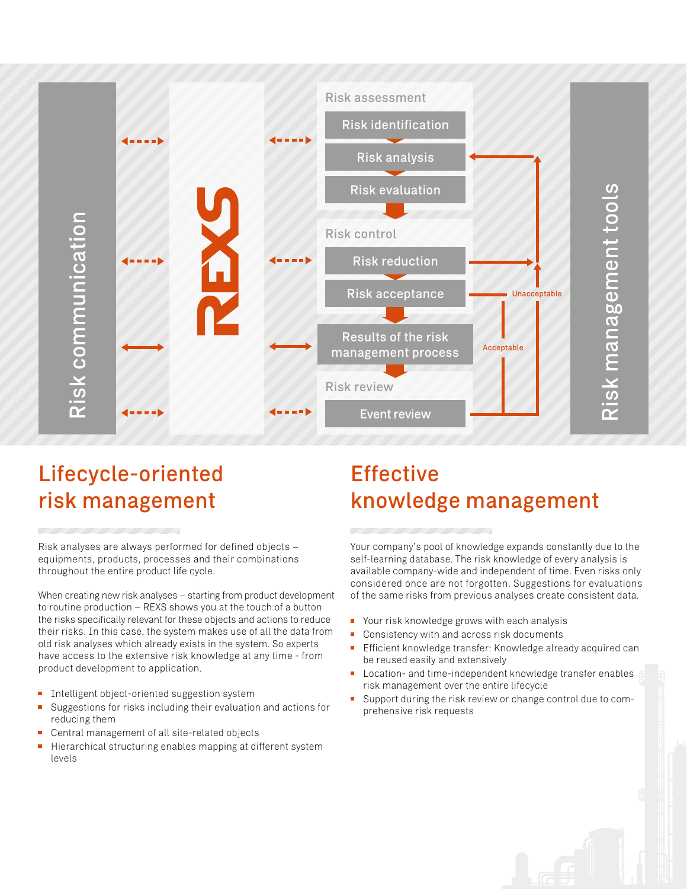Risk communication

REXS

Risk assessment

Risk identification

Risk analysis

Risk evaluation

Risk control

Risk reduction

Risk acceptance

Unacceptable

Acceptable

Results of the risk management process

Risk review

Event review

Risk management tools

## Lifecycle-oriented risk management

Risk analyses are always performed for defined objects – equipments, products, processes and their combinations throughout the entire product life cycle.

When creating new risk analyses – starting from product development to routine production – REXS shows you at the touch of a button the risks specifically relevant for these objects and actions to reduce their risks. In this case, the system makes use of all the data from old risk analyses which already exists in the system. So experts have access to the extensive risk knowledge at any time - from product development to application.

- Intelligent object-oriented suggestion system
- Suggestions for risks including their evaluation and actions for reducing them
- Central management of all site-related objects
- Hierarchical structuring enables mapping at different system levels

## Effective knowledge management

Your company's pool of knowledge expands constantly due to the self-learning database. The risk knowledge of every analysis is available company-wide and independent of time. Even risks only considered once are not forgotten. Suggestions for evaluations of the same risks from previous analyses create consistent data.

- Your risk knowledge grows with each analysis
- Consistency with and across risk documents
- Efficient knowledge transfer: Knowledge already acquired can be reused easily and extensively
- Location- and time-independent knowledge transfer enables risk management over the entire lifecycle
- Support during the risk review or change control due to comprehensive risk requests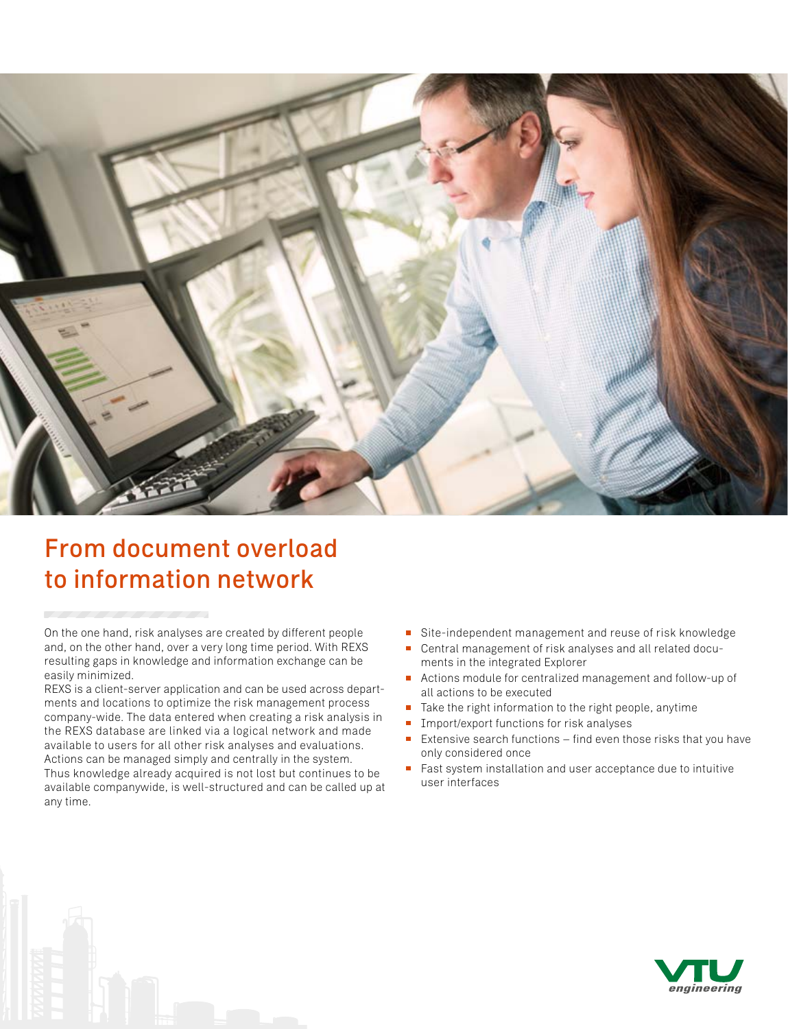# From document overload to information network

On the one hand, risk analyses are created by different people and, on the other hand, over a very long time period. With REXS resulting gaps in knowledge and information exchange can be easily minimized.

REXS is a client-server application and can be used across departments and locations to optimize the risk management process company-wide. The data entered when creating a risk analysis in the REXS database are linked via a logical network and made available to users for all other risk analyses and evaluations. Actions can be managed simply and centrally in the system. Thus knowledge already acquired is not lost but continues to be available companywide, is well-structured and can be called up at any time.

- Site-independent management and reuse of risk knowledge
- Central management of risk analyses and all related documents in the integrated Explorer
- Actions module for centralized management and follow-up of all actions to be executed
- Take the right information to the right people, anytime
- Import/export functions for risk analyses
- Extensive search functions – find even those risks that you have only considered once
- Fast system installation and user acceptance due to intuitive user interfaces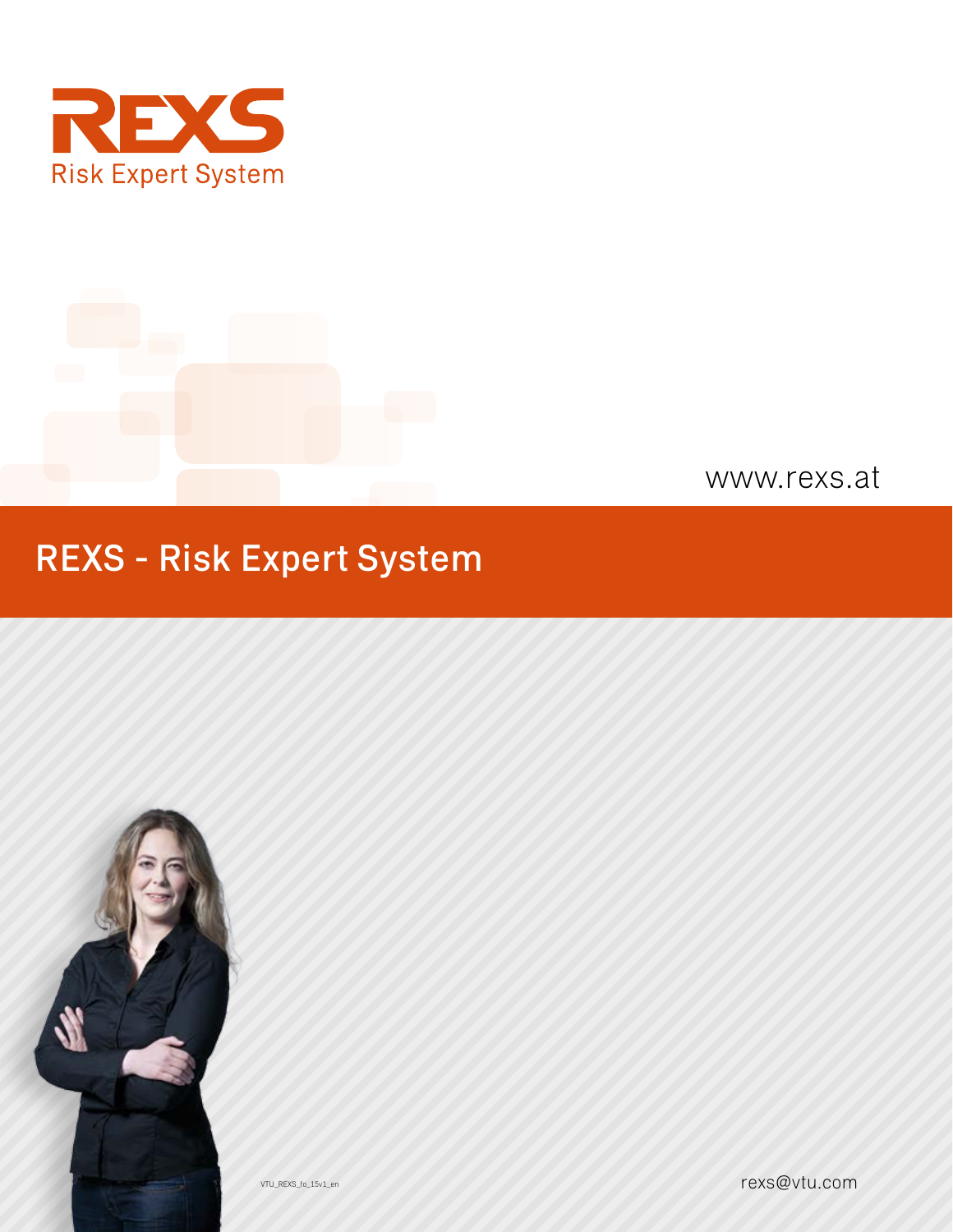# REXS
Risk Expert System

www.rexs.at

## REXS - Risk Expert System

VTU_REXS_fo_15v1_en

rexs@vtu.com